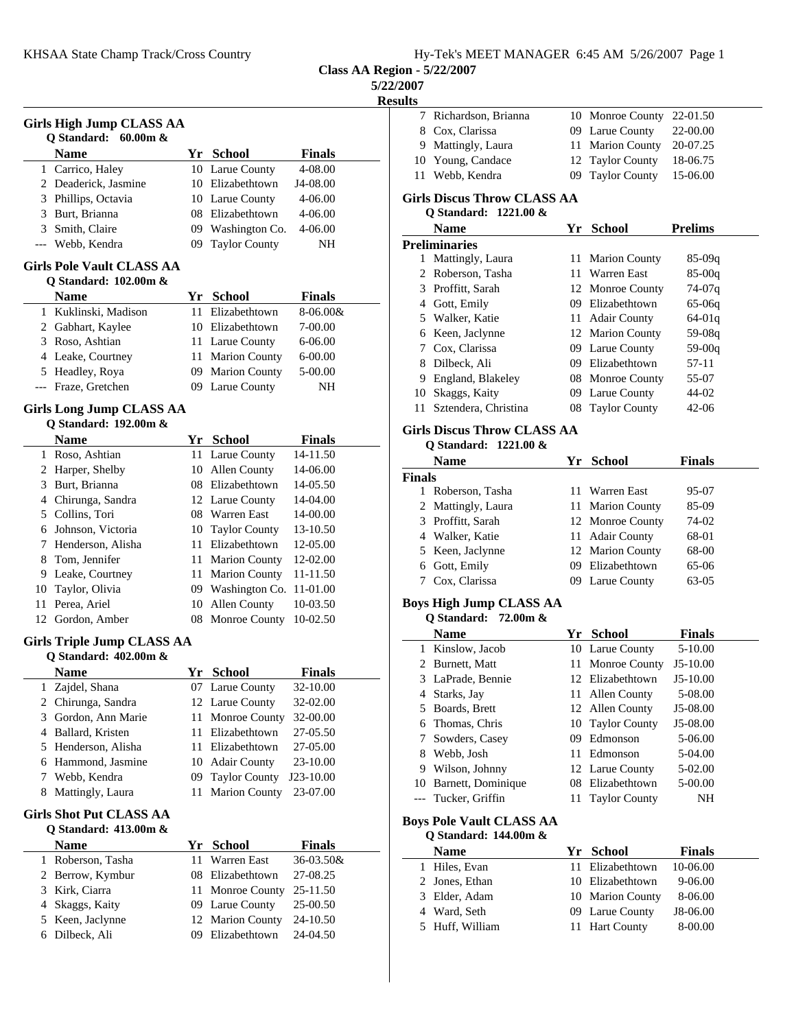**Class AA Region - 5/22/2007**

**5/22/2007**

**Results**

### Girls High Jump CLASS AA

**Q Standard: 60.00m &**

| | Name | Yr | School | Finals |
|---|---|---|---|---|
| 1 | Carrico, Haley | 10 | Larue County | 4-08.00 |
| 2 | Deaderick, Jasmine | 10 | Elizabethtown | J4-08.00 |
| 3 | Phillips, Octavia | 10 | Larue County | 4-06.00 |
| 3 | Burt, Brianna | 08 | Elizabethtown | 4-06.00 |
| 3 | Smith, Claire | 09 | Washington Co. | 4-06.00 |
| --- | Webb, Kendra | 09 | Taylor County | NH |

### Girls Pole Vault CLASS AA

**Q Standard: 102.00m &**

| | Name | Yr | School | Finals |
|---|---|---|---|---|
| 1 | Kuklinski, Madison | 11 | Elizabethtown | 8-06.00& |
| 2 | Gabhart, Kaylee | 10 | Elizabethtown | 7-00.00 |
| 3 | Roso, Ashtian | 11 | Larue County | 6-06.00 |
| 4 | Leake, Courtney | 11 | Marion County | 6-00.00 |
| 5 | Headley, Roya | 09 | Marion County | 5-00.00 |
| --- | Fraze, Gretchen | 09 | Larue County | NH |

### Girls Long Jump CLASS AA

**Q Standard: 192.00m &**

| | Name | Yr | School | Finals |
|---|---|---|---|---|
| 1 | Roso, Ashtian | 11 | Larue County | 14-11.50 |
| 2 | Harper, Shelby | 10 | Allen County | 14-06.00 |
| 3 | Burt, Brianna | 08 | Elizabethtown | 14-05.50 |
| 4 | Chirunga, Sandra | 12 | Larue County | 14-04.00 |
| 5 | Collins, Tori | 08 | Warren East | 14-00.00 |
| 6 | Johnson, Victoria | 10 | Taylor County | 13-10.50 |
| 7 | Henderson, Alisha | 11 | Elizabethtown | 12-05.00 |
| 8 | Tom, Jennifer | 11 | Marion County | 12-02.00 |
| 9 | Leake, Courtney | 11 | Marion County | 11-11.50 |
| 10 | Taylor, Olivia | 09 | Washington Co. | 11-01.00 |
| 11 | Perea, Ariel | 10 | Allen County | 10-03.50 |
| 12 | Gordon, Amber | 08 | Monroe County | 10-02.50 |

### Girls Triple Jump CLASS AA

**Q Standard: 402.00m &**

| | Name | Yr | School | Finals |
|---|---|---|---|---|
| 1 | Zajdel, Shana | 07 | Larue County | 32-10.00 |
| 2 | Chirunga, Sandra | 12 | Larue County | 32-02.00 |
| 3 | Gordon, Ann Marie | 11 | Monroe County | 32-00.00 |
| 4 | Ballard, Kristen | 11 | Elizabethtown | 27-05.50 |
| 5 | Henderson, Alisha | 11 | Elizabethtown | 27-05.00 |
| 6 | Hammond, Jasmine | 10 | Adair County | 23-10.00 |
| 7 | Webb, Kendra | 09 | Taylor County | J23-10.00 |
| 8 | Mattingly, Laura | 11 | Marion County | 23-07.00 |

### Girls Shot Put CLASS AA

**Q Standard: 413.00m &**

| | Name | Yr | School | Finals |
|---|---|---|---|---|
| 1 | Roberson, Tasha | 11 | Warren East | 36-03.50& |
| 2 | Berrow, Kymbur | 08 | Elizabethtown | 27-08.25 |
| 3 | Kirk, Ciarra | 11 | Monroe County | 25-11.50 |
| 4 | Skaggs, Kaity | 09 | Larue County | 25-00.50 |
| 5 | Keen, Jaclynne | 12 | Marion County | 24-10.50 |
| 6 | Dilbeck, Ali | 09 | Elizabethtown | 24-04.50 |
| 7 | Richardson, Brianna | 10 | Monroe County | 22-01.50 |
| 8 | Cox, Clarissa | 09 | Larue County | 22-00.00 |
| 9 | Mattingly, Laura | 11 | Marion County | 20-07.25 |
| 10 | Young, Candace | 12 | Taylor County | 18-06.75 |
| 11 | Webb, Kendra | 09 | Taylor County | 15-06.00 |

### Girls Discus Throw CLASS AA

**Q Standard: 1221.00 &**

| | Name | Yr | School | Prelims |
|---|---|---|---|---|
| **Preliminaries** | | | | |
| 1 | Mattingly, Laura | 11 | Marion County | 85-09q |
| 2 | Roberson, Tasha | 11 | Warren East | 85-00q |
| 3 | Proffitt, Sarah | 12 | Monroe County | 74-07q |
| 4 | Gott, Emily | 09 | Elizabethtown | 65-06q |
| 5 | Walker, Katie | 11 | Adair County | 64-01q |
| 6 | Keen, Jaclynne | 12 | Marion County | 59-08q |
| 7 | Cox, Clarissa | 09 | Larue County | 59-00q |
| 8 | Dilbeck, Ali | 09 | Elizabethtown | 57-11 |
| 9 | England, Blakeley | 08 | Monroe County | 55-07 |
| 10 | Skaggs, Kaity | 09 | Larue County | 44-02 |
| 11 | Sztendera, Christina | 08 | Taylor County | 42-06 |

### Girls Discus Throw CLASS AA

**Q Standard: 1221.00 &**

| | Name | Yr | School | Finals |
|---|---|---|---|---|
| **Finals** | | | | |
| 1 | Roberson, Tasha | 11 | Warren East | 95-07 |
| 2 | Mattingly, Laura | 11 | Marion County | 85-09 |
| 3 | Proffitt, Sarah | 12 | Monroe County | 74-02 |
| 4 | Walker, Katie | 11 | Adair County | 68-01 |
| 5 | Keen, Jaclynne | 12 | Marion County | 68-00 |
| 6 | Gott, Emily | 09 | Elizabethtown | 65-06 |
| 7 | Cox, Clarissa | 09 | Larue County | 63-05 |

### Boys High Jump CLASS AA

**Q Standard: 72.00m &**

| | Name | Yr | School | Finals |
|---|---|---|---|---|
| 1 | Kinslow, Jacob | 10 | Larue County | 5-10.00 |
| 2 | Burnett, Matt | 11 | Monroe County | J5-10.00 |
| 3 | LaPrade, Bennie | 12 | Elizabethtown | J5-10.00 |
| 4 | Starks, Jay | 11 | Allen County | 5-08.00 |
| 5 | Boards, Brett | 12 | Allen County | J5-08.00 |
| 6 | Thomas, Chris | 10 | Taylor County | J5-08.00 |
| 7 | Sowders, Casey | 09 | Edmonson | 5-06.00 |
| 8 | Webb, Josh | 11 | Edmonson | 5-04.00 |
| 9 | Wilson, Johnny | 12 | Larue County | 5-02.00 |
| 10 | Barnett, Dominique | 08 | Elizabethtown | 5-00.00 |
| --- | Tucker, Griffin | 11 | Taylor County | NH |

### Boys Pole Vault CLASS AA

**Q Standard: 144.00m &**

| | Name | Yr | School | Finals |
|---|---|---|---|---|
| 1 | Hiles, Evan | 11 | Elizabethtown | 10-06.00 |
| 2 | Jones, Ethan | 10 | Elizabethtown | 9-06.00 |
| 3 | Elder, Adam | 10 | Marion County | 8-06.00 |
| 4 | Ward, Seth | 09 | Larue County | J8-06.00 |
| 5 | Huff, William | 11 | Hart County | 8-00.00 |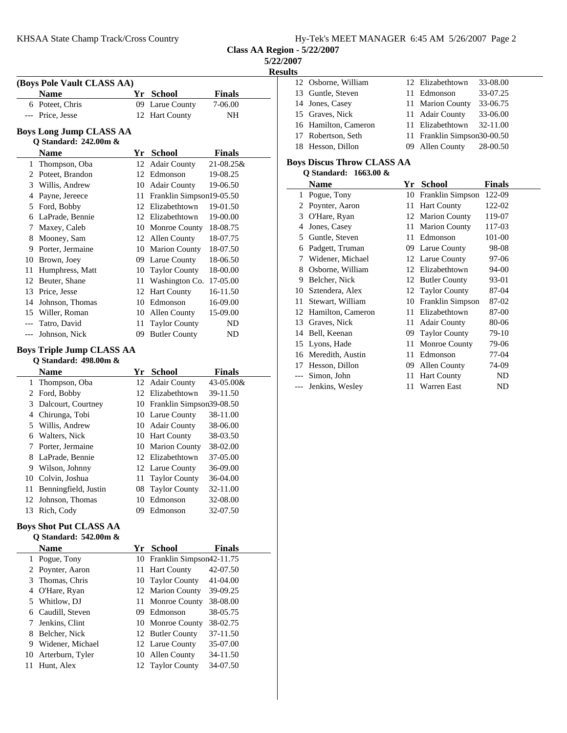**Class AA Region - 5/22/2007**

**5/22/2007**

**Results**

### (Boys Pole Vault CLASS AA)

| | Name | Yr | School | Finals |
|---|---|---|---|---|
| 6 | Poteet, Chris | 09 | Larue County | 7-06.00 |
| --- | Price, Jesse | 12 | Hart County | NH |

### Boys Long Jump CLASS AA

**Q Standard: 242.00m &**

| | Name | Yr | School | Finals |
|---|---|---|---|---|
| 1 | Thompson, Oba | 12 | Adair County | 21-08.25& |
| 2 | Poteet, Brandon | 12 | Edmonson | 19-08.25 |
| 3 | Willis, Andrew | 10 | Adair County | 19-06.50 |
| 4 | Payne, Jereece | 11 | Franklin Simpson | 19-05.50 |
| 5 | Ford, Bobby | 12 | Elizabethtown | 19-01.50 |
| 6 | LaPrade, Bennie | 12 | Elizabethtown | 19-00.00 |
| 7 | Maxey, Caleb | 10 | Monroe County | 18-08.75 |
| 8 | Mooney, Sam | 12 | Allen County | 18-07.75 |
| 9 | Porter, Jermaine | 10 | Marion County | 18-07.50 |
| 10 | Brown, Joey | 09 | Larue County | 18-06.50 |
| 11 | Humphress, Matt | 10 | Taylor County | 18-00.00 |
| 12 | Beuter, Shane | 11 | Washington Co. | 17-05.00 |
| 13 | Price, Jesse | 12 | Hart County | 16-11.50 |
| 14 | Johnson, Thomas | 10 | Edmonson | 16-09.00 |
| 15 | Willer, Roman | 10 | Allen County | 15-09.00 |
| --- | Tatro, David | 11 | Taylor County | ND |
| --- | Johnson, Nick | 09 | Butler County | ND |

### Boys Triple Jump CLASS AA

**Q Standard: 498.00m &**

| | Name | Yr | School | Finals |
|---|---|---|---|---|
| 1 | Thompson, Oba | 12 | Adair County | 43-05.00& |
| 2 | Ford, Bobby | 12 | Elizabethtown | 39-11.50 |
| 3 | Dalcourt, Courtney | 10 | Franklin Simpson | 39-08.50 |
| 4 | Chirunga, Tobi | 10 | Larue County | 38-11.00 |
| 5 | Willis, Andrew | 10 | Adair County | 38-06.00 |
| 6 | Walters, Nick | 10 | Hart County | 38-03.50 |
| 7 | Porter, Jermaine | 10 | Marion County | 38-02.00 |
| 8 | LaPrade, Bennie | 12 | Elizabethtown | 37-05.00 |
| 9 | Wilson, Johnny | 12 | Larue County | 36-09.00 |
| 10 | Colvin, Joshua | 11 | Taylor County | 36-04.00 |
| 11 | Benningfield, Justin | 08 | Taylor County | 32-11.00 |
| 12 | Johnson, Thomas | 10 | Edmonson | 32-08.00 |
| 13 | Rich, Cody | 09 | Edmonson | 32-07.50 |

### Boys Shot Put CLASS AA

**Q Standard: 542.00m &**

| | Name | Yr | School | Finals |
|---|---|---|---|---|
| 1 | Pogue, Tony | 10 | Franklin Simpson | 42-11.75 |
| 2 | Poynter, Aaron | 11 | Hart County | 42-07.50 |
| 3 | Thomas, Chris | 10 | Taylor County | 41-04.00 |
| 4 | O'Hare, Ryan | 12 | Marion County | 39-09.25 |
| 5 | Whitlow, DJ | 11 | Monroe County | 38-08.00 |
| 6 | Caudill, Steven | 09 | Edmonson | 38-05.75 |
| 7 | Jenkins, Clint | 10 | Monroe County | 38-02.75 |
| 8 | Belcher, Nick | 12 | Butler County | 37-11.50 |
| 9 | Widener, Michael | 12 | Larue County | 35-07.00 |
| 10 | Arterburn, Tyler | 10 | Allen County | 34-11.50 |
| 11 | Hunt, Alex | 12 | Taylor County | 34-07.50 |
| 12 | Osborne, William | 12 | Elizabethtown | 33-08.00 |
| 13 | Guntle, Steven | 11 | Edmonson | 33-07.25 |
| 14 | Jones, Casey | 11 | Marion County | 33-06.75 |
| 15 | Graves, Nick | 11 | Adair County | 33-06.00 |
| 16 | Hamilton, Cameron | 11 | Elizabethtown | 32-11.00 |
| 17 | Robertson, Seth | 11 | Franklin Simpson | 30-00.50 |
| 18 | Hesson, Dillon | 09 | Allen County | 28-00.50 |

### Boys Discus Throw CLASS AA

**Q Standard: 1663.00 &**

| | Name | Yr | School | Finals |
|---|---|---|---|---|
| 1 | Pogue, Tony | 10 | Franklin Simpson | 122-09 |
| 2 | Poynter, Aaron | 11 | Hart County | 122-02 |
| 3 | O'Hare, Ryan | 12 | Marion County | 119-07 |
| 4 | Jones, Casey | 11 | Marion County | 117-03 |
| 5 | Guntle, Steven | 11 | Edmonson | 101-00 |
| 6 | Padgett, Truman | 09 | Larue County | 98-08 |
| 7 | Widener, Michael | 12 | Larue County | 97-06 |
| 8 | Osborne, William | 12 | Elizabethtown | 94-00 |
| 9 | Belcher, Nick | 12 | Butler County | 93-01 |
| 10 | Sztendera, Alex | 12 | Taylor County | 87-04 |
| 11 | Stewart, William | 10 | Franklin Simpson | 87-02 |
| 12 | Hamilton, Cameron | 11 | Elizabethtown | 87-00 |
| 13 | Graves, Nick | 11 | Adair County | 80-06 |
| 14 | Bell, Keenan | 09 | Taylor County | 79-10 |
| 15 | Lyons, Hade | 11 | Monroe County | 79-06 |
| 16 | Meredith, Austin | 11 | Edmonson | 77-04 |
| 17 | Hesson, Dillon | 09 | Allen County | 74-09 |
| --- | Simon, John | 11 | Hart County | ND |
| --- | Jenkins, Wesley | 11 | Warren East | ND |